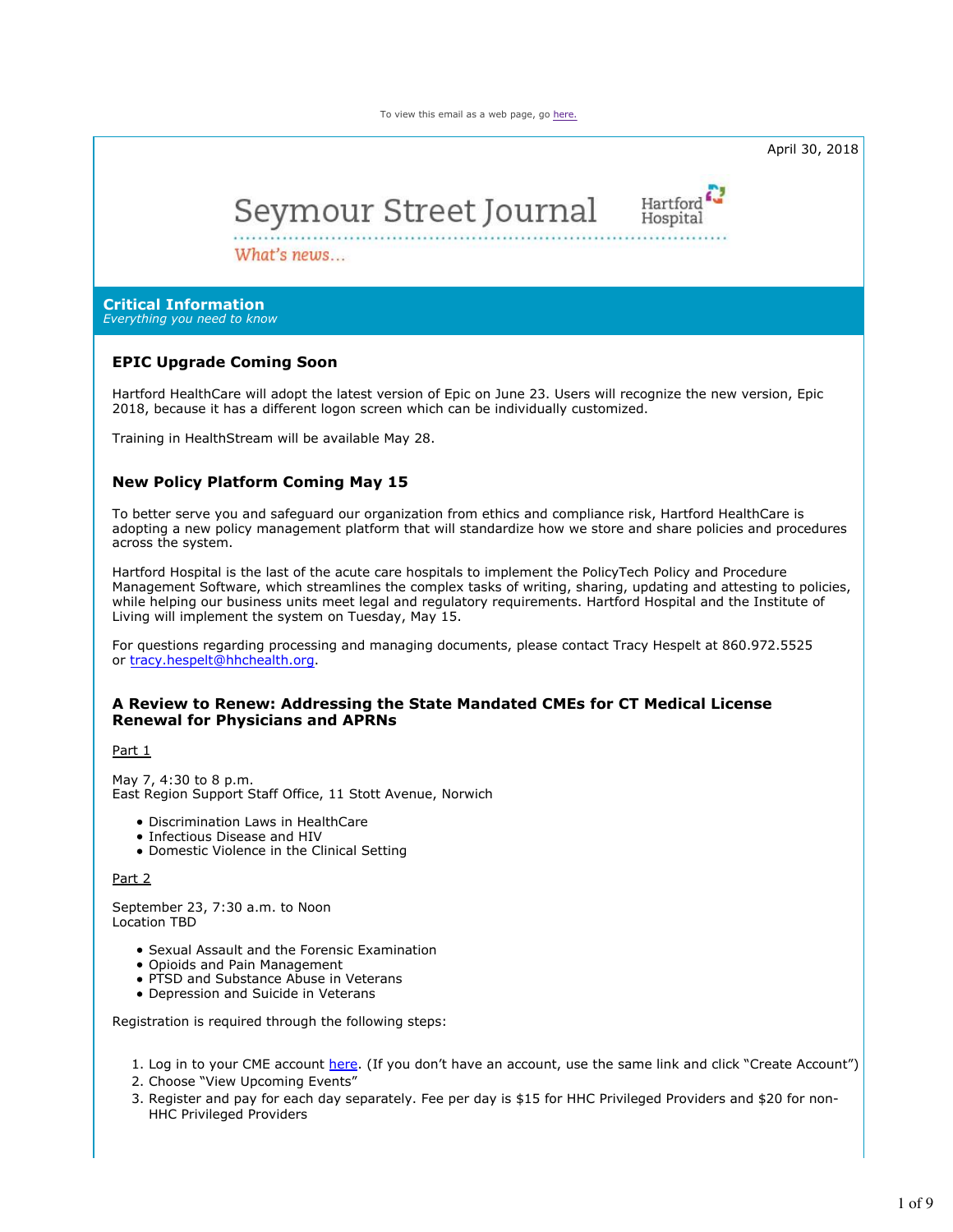To view this email as a web page, go here.

April 30, 2018

# Seymour Street Journal

Hartford Hospital

*What's news…*

## Critical Information
*Everything you need to know*

### EPIC Upgrade Coming Soon

Hartford HealthCare will adopt the latest version of Epic on June 23. Users will recognize the new version, Epic 2018, because it has a different logon screen which can be individually customized.

Training in HealthStream will be available May 28.

### New Policy Platform Coming May 15

To better serve you and safeguard our organization from ethics and compliance risk, Hartford HealthCare is adopting a new policy management platform that will standardize how we store and share policies and procedures across the system.

Hartford Hospital is the last of the acute care hospitals to implement the PolicyTech Policy and Procedure Management Software, which streamlines the complex tasks of writing, sharing, updating and attesting to policies, while helping our business units meet legal and regulatory requirements. Hartford Hospital and the Institute of Living will implement the system on Tuesday, May 15.

For questions regarding processing and managing documents, please contact Tracy Hespelt at 860.972.5525 or tracy.hespelt@hhchealth.org.

### A Review to Renew: Addressing the State Mandated CMEs for CT Medical License Renewal for Physicians and APRNs

Part 1

May 7, 4:30 to 8 p.m.
East Region Support Staff Office, 11 Stott Avenue, Norwich

- Discrimination Laws in HealthCare
- Infectious Disease and HIV
- Domestic Violence in the Clinical Setting

Part 2

September 23, 7:30 a.m. to Noon
Location TBD

- Sexual Assault and the Forensic Examination
- Opioids and Pain Management
- PTSD and Substance Abuse in Veterans
- Depression and Suicide in Veterans

Registration is required through the following steps:

1. Log in to your CME account here. (If you don't have an account, use the same link and click "Create Account")
2. Choose "View Upcoming Events"
3. Register and pay for each day separately. Fee per day is $15 for HHC Privileged Providers and $20 for non-HHC Privileged Providers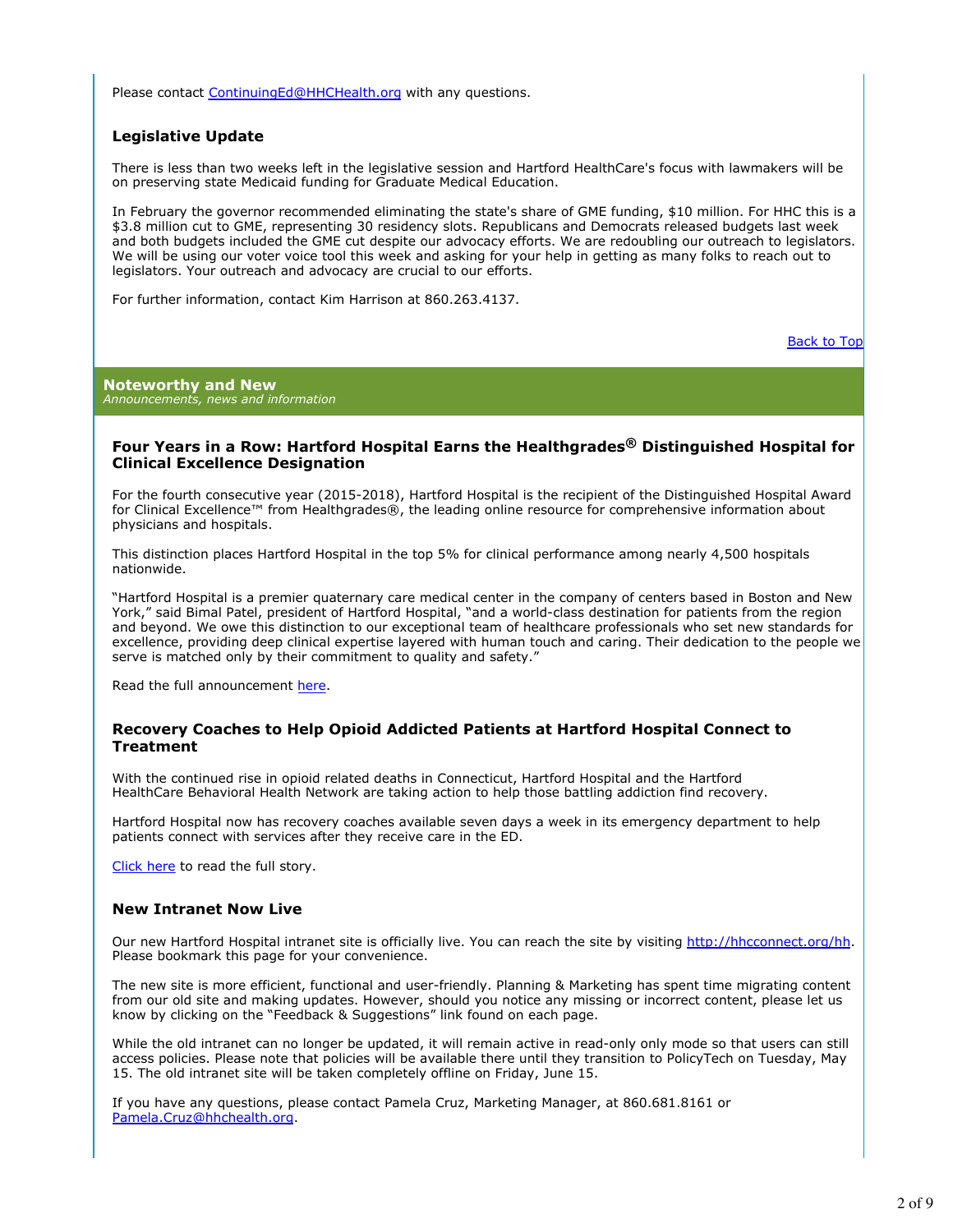Please contact [ContinuingEd@HHCHealth.org](mailto:ContinuingEd@HHCHealth.org) with any questions.

### Legislative Update

There is less than two weeks left in the legislative session and Hartford HealthCare's focus with lawmakers will be on preserving state Medicaid funding for Graduate Medical Education.

In February the governor recommended eliminating the state's share of GME funding, $10 million. For HHC this is a $3.8 million cut to GME, representing 30 residency slots. Republicans and Democrats released budgets last week and both budgets included the GME cut despite our advocacy efforts. We are redoubling our outreach to legislators. We will be using our voter voice tool this week and asking for your help in getting as many folks to reach out to legislators. Your outreach and advocacy are crucial to our efforts.

For further information, contact Kim Harrison at 860.263.4137.

[Back to Top](#)

## Noteworthy and New

*Announcements, news and information*

### Four Years in a Row: Hartford Hospital Earns the Healthgrades® Distinguished Hospital for Clinical Excellence Designation

For the fourth consecutive year (2015-2018), Hartford Hospital is the recipient of the Distinguished Hospital Award for Clinical Excellence™ from Healthgrades®, the leading online resource for comprehensive information about physicians and hospitals.

This distinction places Hartford Hospital in the top 5% for clinical performance among nearly 4,500 hospitals nationwide.

"Hartford Hospital is a premier quaternary care medical center in the company of centers based in Boston and New York," said Bimal Patel, president of Hartford Hospital, "and a world-class destination for patients from the region and beyond. We owe this distinction to our exceptional team of healthcare professionals who set new standards for excellence, providing deep clinical expertise layered with human touch and caring. Their dedication to the people we serve is matched only by their commitment to quality and safety."

Read the full announcement [here](#).

### Recovery Coaches to Help Opioid Addicted Patients at Hartford Hospital Connect to Treatment

With the continued rise in opioid related deaths in Connecticut, Hartford Hospital and the Hartford HealthCare Behavioral Health Network are taking action to help those battling addiction find recovery.

Hartford Hospital now has recovery coaches available seven days a week in its emergency department to help patients connect with services after they receive care in the ED.

[Click here](#) to read the full story.

### New Intranet Now Live

Our new Hartford Hospital intranet site is officially live. You can reach the site by visiting [http://hhcconnect.org/hh](http://hhcconnect.org/hh). Please bookmark this page for your convenience.

The new site is more efficient, functional and user-friendly. Planning & Marketing has spent time migrating content from our old site and making updates. However, should you notice any missing or incorrect content, please let us know by clicking on the "Feedback & Suggestions" link found on each page.

While the old intranet can no longer be updated, it will remain active in read-only only mode so that users can still access policies. Please note that policies will be available there until they transition to PolicyTech on Tuesday, May 15. The old intranet site will be taken completely offline on Friday, June 15.

If you have any questions, please contact Pamela Cruz, Marketing Manager, at 860.681.8161 or [Pamela.Cruz@hhchealth.org](mailto:Pamela.Cruz@hhchealth.org).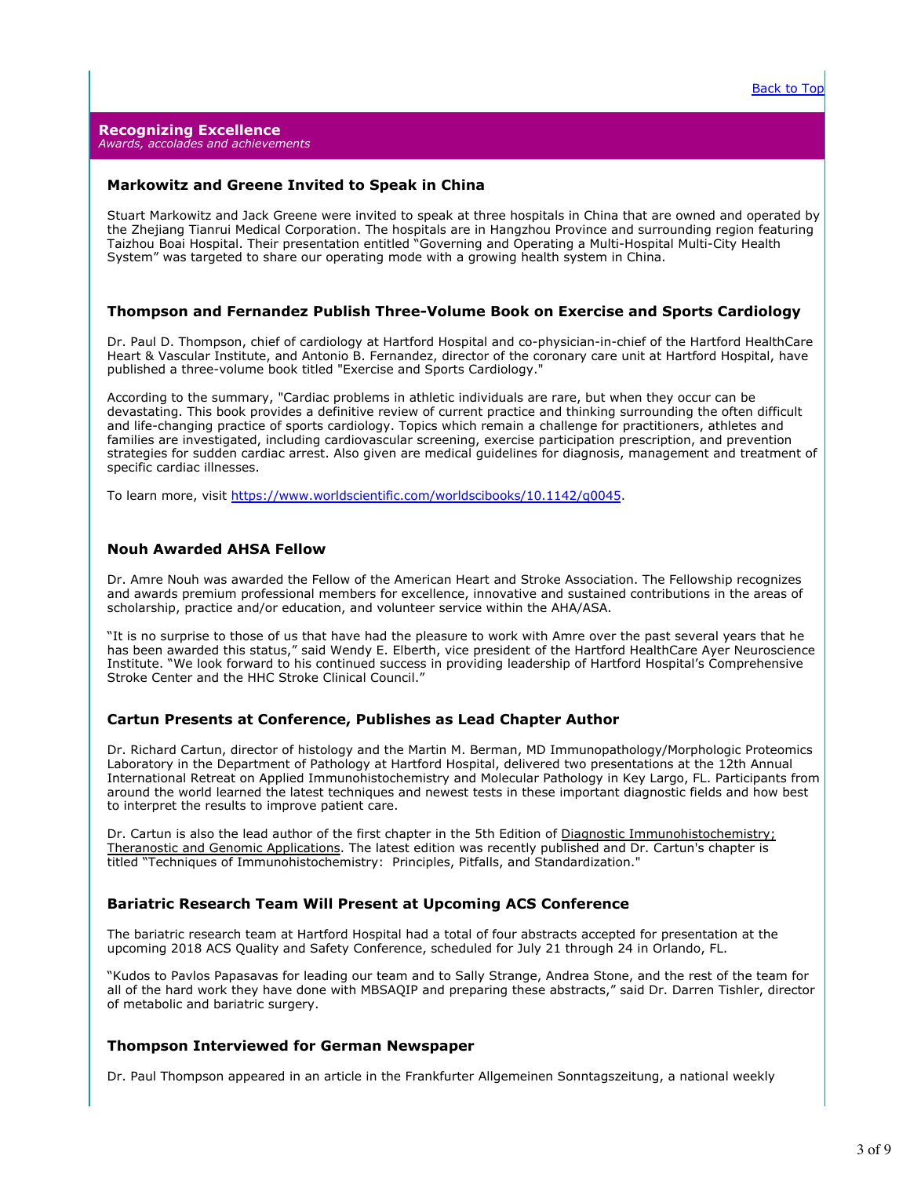[Back to Top]

## Recognizing Excellence

*Awards, accolades and achievements*

### Markowitz and Greene Invited to Speak in China

Stuart Markowitz and Jack Greene were invited to speak at three hospitals in China that are owned and operated by the Zhejiang Tianrui Medical Corporation. The hospitals are in Hangzhou Province and surrounding region featuring Taizhou Boai Hospital. Their presentation entitled "Governing and Operating a Multi-Hospital Multi-City Health System" was targeted to share our operating mode with a growing health system in China.

### Thompson and Fernandez Publish Three-Volume Book on Exercise and Sports Cardiology

Dr. Paul D. Thompson, chief of cardiology at Hartford Hospital and co-physician-in-chief of the Hartford HealthCare Heart & Vascular Institute, and Antonio B. Fernandez, director of the coronary care unit at Hartford Hospital, have published a three-volume book titled "Exercise and Sports Cardiology."

According to the summary, "Cardiac problems in athletic individuals are rare, but when they occur can be devastating. This book provides a definitive review of current practice and thinking surrounding the often difficult and life-changing practice of sports cardiology. Topics which remain a challenge for practitioners, athletes and families are investigated, including cardiovascular screening, exercise participation prescription, and prevention strategies for sudden cardiac arrest. Also given are medical guidelines for diagnosis, management and treatment of specific cardiac illnesses.

To learn more, visit https://www.worldscientific.com/worldscibooks/10.1142/q0045.

### Nouh Awarded AHSA Fellow

Dr. Amre Nouh was awarded the Fellow of the American Heart and Stroke Association. The Fellowship recognizes and awards premium professional members for excellence, innovative and sustained contributions in the areas of scholarship, practice and/or education, and volunteer service within the AHA/ASA.

"It is no surprise to those of us that have had the pleasure to work with Amre over the past several years that he has been awarded this status," said Wendy E. Elberth, vice president of the Hartford HealthCare Ayer Neuroscience Institute. "We look forward to his continued success in providing leadership of Hartford Hospital's Comprehensive Stroke Center and the HHC Stroke Clinical Council."

### Cartun Presents at Conference, Publishes as Lead Chapter Author

Dr. Richard Cartun, director of histology and the Martin M. Berman, MD Immunopathology/Morphologic Proteomics Laboratory in the Department of Pathology at Hartford Hospital, delivered two presentations at the 12th Annual International Retreat on Applied Immunohistochemistry and Molecular Pathology in Key Largo, FL. Participants from around the world learned the latest techniques and newest tests in these important diagnostic fields and how best to interpret the results to improve patient care.

Dr. Cartun is also the lead author of the first chapter in the 5th Edition of Diagnostic Immunohistochemistry; Theranostic and Genomic Applications. The latest edition was recently published and Dr. Cartun's chapter is titled "Techniques of Immunohistochemistry: Principles, Pitfalls, and Standardization."

### Bariatric Research Team Will Present at Upcoming ACS Conference

The bariatric research team at Hartford Hospital had a total of four abstracts accepted for presentation at the upcoming 2018 ACS Quality and Safety Conference, scheduled for July 21 through 24 in Orlando, FL.

"Kudos to Pavlos Papasavas for leading our team and to Sally Strange, Andrea Stone, and the rest of the team for all of the hard work they have done with MBSAQIP and preparing these abstracts," said Dr. Darren Tishler, director of metabolic and bariatric surgery.

### Thompson Interviewed for German Newspaper

Dr. Paul Thompson appeared in an article in the Frankfurter Allgemeinen Sonntagszeitung, a national weekly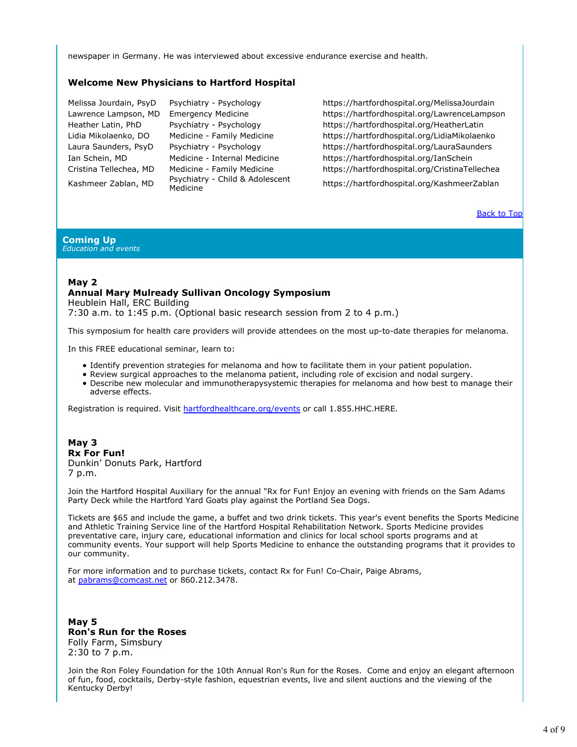newspaper in Germany. He was interviewed about excessive endurance exercise and health.

### Welcome New Physicians to Hartford Hospital

| | | |
|---|---|---|
| Melissa Jourdain, PsyD | Psychiatry - Psychology | https://hartfordhospital.org/MelissaJourdain |
| Lawrence Lampson, MD | Emergency Medicine | https://hartfordhospital.org/LawrenceLampson |
| Heather Latin, PhD | Psychiatry - Psychology | https://hartfordhospital.org/HeatherLatin |
| Lidia Mikolaenko, DO | Medicine - Family Medicine | https://hartfordhospital.org/LidiaMikolaenko |
| Laura Saunders, PsyD | Psychiatry - Psychology | https://hartfordhospital.org/LauraSaunders |
| Ian Schein, MD | Medicine - Internal Medicine | https://hartfordhospital.org/IanSchein |
| Cristina Tellechea, MD | Medicine - Family Medicine | https://hartfordhospital.org/CristinaTellechea |
| Kashmeer Zablan, MD | Psychiatry - Child & Adolescent Medicine | https://hartfordhospital.org/KashmeerZablan |

Back to Top

## Coming Up
*Education and events*

**May 2**
**Annual Mary Mulready Sullivan Oncology Symposium**
Heublein Hall, ERC Building
7:30 a.m. to 1:45 p.m. (Optional basic research session from 2 to 4 p.m.)

This symposium for health care providers will provide attendees on the most up-to-date therapies for melanoma.

In this FREE educational seminar, learn to:

- Identify prevention strategies for melanoma and how to facilitate them in your patient population.
- Review surgical approaches to the melanoma patient, including role of excision and nodal surgery.
- Describe new molecular and immunotherapysystemic therapies for melanoma and how best to manage their adverse effects.

Registration is required. Visit hartfordhealthcare.org/events or call 1.855.HHC.HERE.

**May 3**
**Rx For Fun!**
Dunkin' Donuts Park, Hartford
7 p.m.

Join the Hartford Hospital Auxiliary for the annual "Rx for Fun! Enjoy an evening with friends on the Sam Adams Party Deck while the Hartford Yard Goats play against the Portland Sea Dogs.

Tickets are $65 and include the game, a buffet and two drink tickets. This year's event benefits the Sports Medicine and Athletic Training Service line of the Hartford Hospital Rehabilitation Network. Sports Medicine provides preventative care, injury care, educational information and clinics for local school sports programs and at community events. Your support will help Sports Medicine to enhance the outstanding programs that it provides to our community.

For more information and to purchase tickets, contact Rx for Fun! Co-Chair, Paige Abrams, at pabrams@comcast.net or 860.212.3478.

**May 5**
**Ron's Run for the Roses**
Folly Farm, Simsbury
2:30 to 7 p.m.

Join the Ron Foley Foundation for the 10th Annual Ron's Run for the Roses. Come and enjoy an elegant afternoon of fun, food, cocktails, Derby-style fashion, equestrian events, live and silent auctions and the viewing of the Kentucky Derby!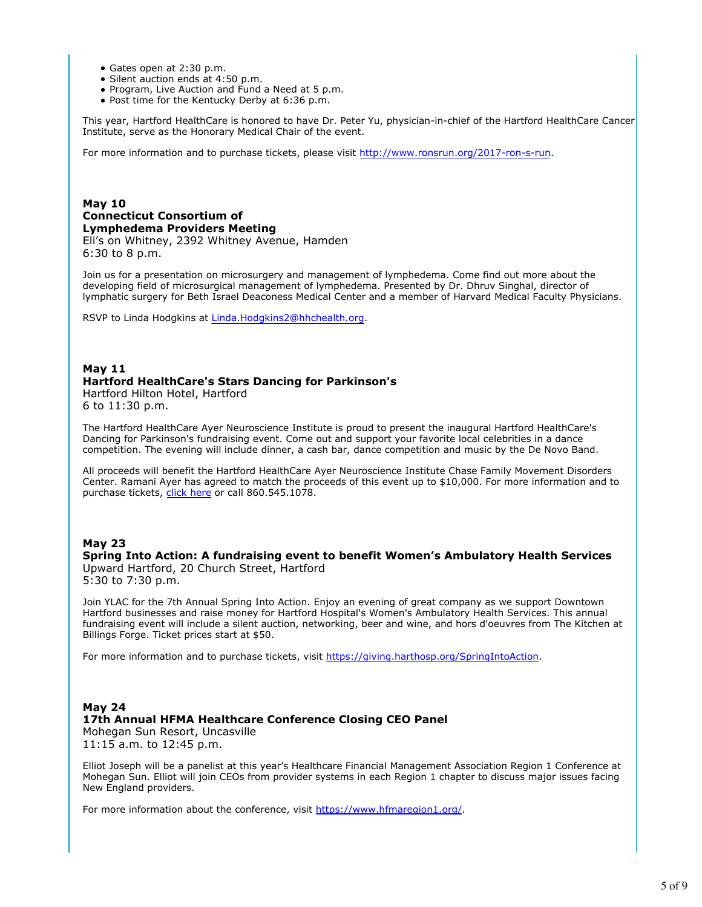- Gates open at 2:30 p.m.
- Silent auction ends at 4:50 p.m.
- Program, Live Auction and Fund a Need at 5 p.m.
- Post time for the Kentucky Derby at 6:36 p.m.

This year, Hartford HealthCare is honored to have Dr. Peter Yu, physician-in-chief of the Hartford HealthCare Cancer Institute, serve as the Honorary Medical Chair of the event.

For more information and to purchase tickets, please visit http://www.ronsrun.org/2017-ron-s-run.

**May 10**
**Connecticut Consortium of Lymphedema Providers Meeting**
Eli's on Whitney, 2392 Whitney Avenue, Hamden
6:30 to 8 p.m.

Join us for a presentation on microsurgery and management of lymphedema. Come find out more about the developing field of microsurgical management of lymphedema. Presented by Dr. Dhruv Singhal, director of lymphatic surgery for Beth Israel Deaconess Medical Center and a member of Harvard Medical Faculty Physicians.

RSVP to Linda Hodgkins at Linda.Hodgkins2@hhchealth.org.

**May 11**
**Hartford HealthCare's Stars Dancing for Parkinson's**
Hartford Hilton Hotel, Hartford
6 to 11:30 p.m.

The Hartford HealthCare Ayer Neuroscience Institute is proud to present the inaugural Hartford HealthCare's Dancing for Parkinson's fundraising event. Come out and support your favorite local celebrities in a dance competition. The evening will include dinner, a cash bar, dance competition and music by the De Novo Band.

All proceeds will benefit the Hartford HealthCare Ayer Neuroscience Institute Chase Family Movement Disorders Center. Ramani Ayer has agreed to match the proceeds of this event up to $10,000. For more information and to purchase tickets, click here or call 860.545.1078.

**May 23**
**Spring Into Action: A fundraising event to benefit Women's Ambulatory Health Services**
Upward Hartford, 20 Church Street, Hartford
5:30 to 7:30 p.m.

Join YLAC for the 7th Annual Spring Into Action. Enjoy an evening of great company as we support Downtown Hartford businesses and raise money for Hartford Hospital's Women's Ambulatory Health Services. This annual fundraising event will include a silent auction, networking, beer and wine, and hors d'oeuvres from The Kitchen at Billings Forge. Ticket prices start at $50.

For more information and to purchase tickets, visit https://giving.harthosp.org/SpringIntoAction.

**May 24**
**17th Annual HFMA Healthcare Conference Closing CEO Panel**
Mohegan Sun Resort, Uncasville
11:15 a.m. to 12:45 p.m.

Elliot Joseph will be a panelist at this year's Healthcare Financial Management Association Region 1 Conference at Mohegan Sun. Elliot will join CEOs from provider systems in each Region 1 chapter to discuss major issues facing New England providers.

For more information about the conference, visit https://www.hfmaregion1.org/.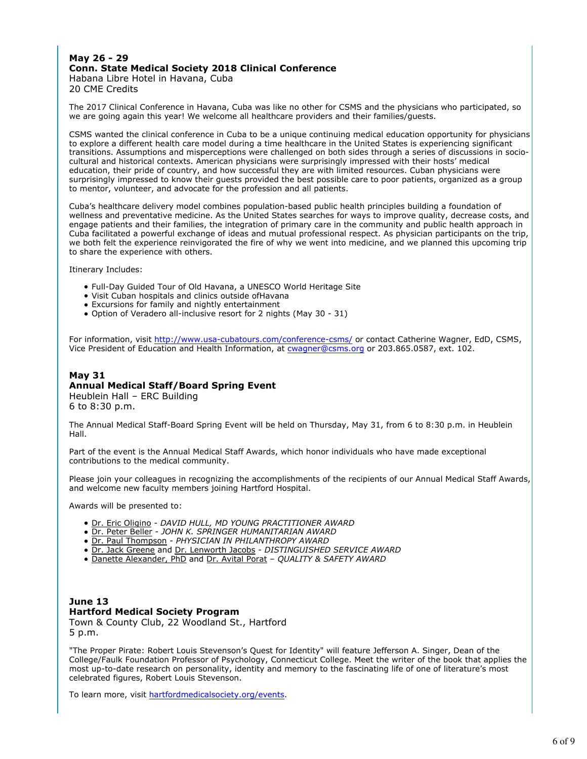**May 26 - 29**
**Conn. State Medical Society 2018 Clinical Conference**
Habana Libre Hotel in Havana, Cuba
20 CME Credits

The 2017 Clinical Conference in Havana, Cuba was like no other for CSMS and the physicians who participated, so we are going again this year! We welcome all healthcare providers and their families/guests.

CSMS wanted the clinical conference in Cuba to be a unique continuing medical education opportunity for physicians to explore a different health care model during a time healthcare in the United States is experiencing significant transitions. Assumptions and misperceptions were challenged on both sides through a series of discussions in socio-cultural and historical contexts. American physicians were surprisingly impressed with their hosts' medical education, their pride of country, and how successful they are with limited resources. Cuban physicians were surprisingly impressed to know their guests provided the best possible care to poor patients, organized as a group to mentor, volunteer, and advocate for the profession and all patients.

Cuba's healthcare delivery model combines population-based public health principles building a foundation of wellness and preventative medicine. As the United States searches for ways to improve quality, decrease costs, and engage patients and their families, the integration of primary care in the community and public health approach in Cuba facilitated a powerful exchange of ideas and mutual professional respect. As physician participants on the trip, we both felt the experience reinvigorated the fire of why we went into medicine, and we planned this upcoming trip to share the experience with others.

Itinerary Includes:

- Full-Day Guided Tour of Old Havana, a UNESCO World Heritage Site
- Visit Cuban hospitals and clinics outside ofHavana
- Excursions for family and nightly entertainment
- Option of Veradero all-inclusive resort for 2 nights (May 30 - 31)

For information, visit http://www.usa-cubatours.com/conference-csms/ or contact Catherine Wagner, EdD, CSMS, Vice President of Education and Health Information, at cwagner@csms.org or 203.865.0587, ext. 102.

**May 31**
**Annual Medical Staff/Board Spring Event**
Heublein Hall – ERC Building
6 to 8:30 p.m.

The Annual Medical Staff-Board Spring Event will be held on Thursday, May 31, from 6 to 8:30 p.m. in Heublein Hall.

Part of the event is the Annual Medical Staff Awards, which honor individuals who have made exceptional contributions to the medical community.

Please join your colleagues in recognizing the accomplishments of the recipients of our Annual Medical Staff Awards, and welcome new faculty members joining Hartford Hospital.

Awards will be presented to:

- Dr. Eric Oligino - *DAVID HULL, MD YOUNG PRACTITIONER AWARD*
- Dr. Peter Beller - *JOHN K. SPRINGER HUMANITARIAN AWARD*
- Dr. Paul Thompson - *PHYSICIAN IN PHILANTHROPY AWARD*
- Dr. Jack Greene and Dr. Lenworth Jacobs - *DISTINGUISHED SERVICE AWARD*
- Danette Alexander, PhD and Dr. Avital Porat – *QUALITY & SAFETY AWARD*

**June 13**
**Hartford Medical Society Program**
Town & County Club, 22 Woodland St., Hartford
5 p.m.

"The Proper Pirate: Robert Louis Stevenson's Quest for Identity" will feature Jefferson A. Singer, Dean of the College/Faulk Foundation Professor of Psychology, Connecticut College. Meet the writer of the book that applies the most up-to-date research on personality, identity and memory to the fascinating life of one of literature's most celebrated figures, Robert Louis Stevenson.

To learn more, visit hartfordmedicalsociety.org/events.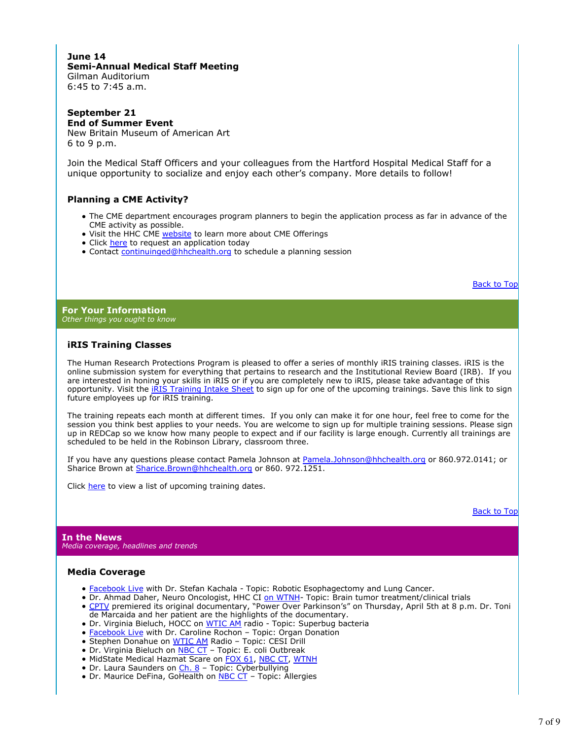**June 14**
**Semi-Annual Medical Staff Meeting**
Gilman Auditorium
6:45 to 7:45 a.m.

**September 21**
**End of Summer Event**
New Britain Museum of American Art
6 to 9 p.m.

Join the Medical Staff Officers and your colleagues from the Hartford Hospital Medical Staff for a unique opportunity to socialize and enjoy each other's company. More details to follow!

### Planning a CME Activity?

- The CME department encourages program planners to begin the application process as far in advance of the CME activity as possible.
- Visit the HHC CME website to learn more about CME Offerings
- Click here to request an application today
- Contact continuinged@hhchealth.org to schedule a planning session

Back to Top

## For Your Information

*Other things you ought to know*

### iRIS Training Classes

The Human Research Protections Program is pleased to offer a series of monthly iRIS training classes. iRIS is the online submission system for everything that pertains to research and the Institutional Review Board (IRB). If you are interested in honing your skills in iRIS or if you are completely new to iRIS, please take advantage of this opportunity. Visit the iRIS Training Intake Sheet to sign up for one of the upcoming trainings. Save this link to sign future employees up for iRIS training.

The training repeats each month at different times. If you only can make it for one hour, feel free to come for the session you think best applies to your needs. You are welcome to sign up for multiple training sessions. Please sign up in REDCap so we know how many people to expect and if our facility is large enough. Currently all trainings are scheduled to be held in the Robinson Library, classroom three.

If you have any questions please contact Pamela Johnson at Pamela.Johnson@hhchealth.org or 860.972.0141; or Sharice Brown at Sharice.Brown@hhchealth.org or 860. 972.1251.

Click here to view a list of upcoming training dates.

Back to Top

## In the News

*Media coverage, headlines and trends*

### Media Coverage

- Facebook Live with Dr. Stefan Kachala - Topic: Robotic Esophagectomy and Lung Cancer.
- Dr. Ahmad Daher, Neuro Oncologist, HHC CI on WTNH- Topic: Brain tumor treatment/clinical trials
- CPTV premiered its original documentary, "Power Over Parkinson's" on Thursday, April 5th at 8 p.m. Dr. Toni de Marcaida and her patient are the highlights of the documentary.
- Dr. Virginia Bieluch, HOCC on WTIC AM radio - Topic: Superbug bacteria
- Facebook Live with Dr. Caroline Rochon – Topic: Organ Donation
- Stephen Donahue on WTIC AM Radio – Topic: CESI Drill
- Dr. Virginia Bieluch on NBC CT – Topic: E. coli Outbreak
- MidState Medical Hazmat Scare on FOX 61, NBC CT, WTNH
- Dr. Laura Saunders on Ch. 8 – Topic: Cyberbullying
- Dr. Maurice DeFina, GoHealth on NBC CT – Topic: Allergies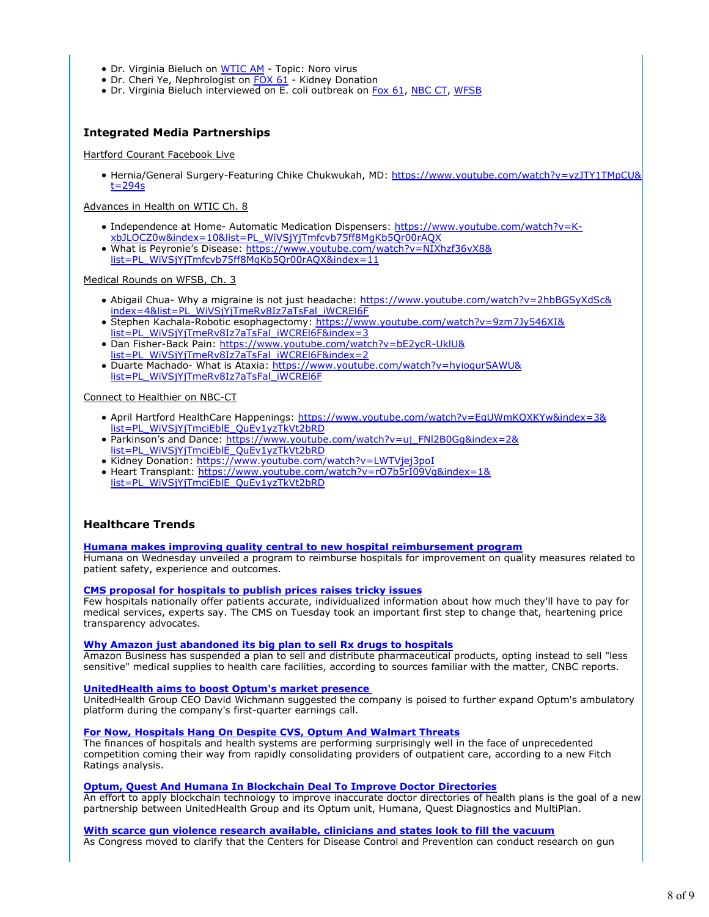- Dr. Virginia Bieluch on WTIC AM - Topic: Noro virus
- Dr. Cheri Ye, Nephrologist on FOX 61 - Kidney Donation
- Dr. Virginia Bieluch interviewed on E. coli outbreak on Fox 61, NBC CT, WFSB

### Integrated Media Partnerships

Hartford Courant Facebook Live

- Hernia/General Surgery-Featuring Chike Chukwukah, MD: https://www.youtube.com/watch?v=yzJTY1TMpCU&t=294s

Advances in Health on WTIC Ch. 8

- Independence at Home- Automatic Medication Dispensers: https://www.youtube.com/watch?v=K-xbJLOCZ0w&index=10&list=PL_WiVSjYjTmfcvb75ff8MgKb5Qr00rAQX
- What is Peyronie's Disease: https://www.youtube.com/watch?v=NIXhzf36vX8&list=PL_WiVSjYjTmfcvb75ff8MgKb5Qr00rAQX&index=11

Medical Rounds on WFSB, Ch. 3

- Abigail Chua- Why a migraine is not just headache: https://www.youtube.com/watch?v=2hbBGSyXdSc&index=4&list=PL_WiVSjYjTmeRv8Iz7aTsFal_iWCREl6F
- Stephen Kachala-Robotic esophagectomy: https://www.youtube.com/watch?v=9zm7Jy546XI&list=PL_WiVSjYjTmeRv8Iz7aTsFal_iWCREl6F&index=3
- Dan Fisher-Back Pain: https://www.youtube.com/watch?v=bE2ycR-UklU&list=PL_WiVSjYjTmeRv8Iz7aTsFal_iWCREl6F&index=2
- Duarte Machado- What is Ataxia: https://www.youtube.com/watch?v=hyiogurSAWU&list=PL_WiVSjYjTmeRv8Iz7aTsFal_iWCREl6F

Connect to Healthier on NBC-CT

- April Hartford HealthCare Happenings: https://www.youtube.com/watch?v=EqUWmKQXKYw&index=3&list=PL_WiVSjYjTmciEblE_QuEv1yzTkVt2bRD
- Parkinson's and Dance: https://www.youtube.com/watch?v=uj_FNl2B0Gg&index=2&list=PL_WiVSjYjTmciEblE_QuEv1yzTkVt2bRD
- Kidney Donation: https://www.youtube.com/watch?v=LWTVjej3poI
- Heart Transplant: https://www.youtube.com/watch?v=rO7b5rI09Vg&index=1&list=PL_WiVSjYjTmciEblE_QuEv1yzTkVt2bRD

### Healthcare Trends

**Humana makes improving quality central to new hospital reimbursement program**
Humana on Wednesday unveiled a program to reimburse hospitals for improvement on quality measures related to patient safety, experience and outcomes.

**CMS proposal for hospitals to publish prices raises tricky issues**
Few hospitals nationally offer patients accurate, individualized information about how much they'll have to pay for medical services, experts say. The CMS on Tuesday took an important first step to change that, heartening price transparency advocates.

**Why Amazon just abandoned its big plan to sell Rx drugs to hospitals**
Amazon Business has suspended a plan to sell and distribute pharmaceutical products, opting instead to sell "less sensitive" medical supplies to health care facilities, according to sources familiar with the matter, CNBC reports.

**UnitedHealth aims to boost Optum's market presence**
UnitedHealth Group CEO David Wichmann suggested the company is poised to further expand Optum's ambulatory platform during the company's first-quarter earnings call.

**For Now, Hospitals Hang On Despite CVS, Optum And Walmart Threats**
The finances of hospitals and health systems are performing surprisingly well in the face of unprecedented competition coming their way from rapidly consolidating providers of outpatient care, according to a new Fitch Ratings analysis.

**Optum, Quest And Humana In Blockchain Deal To Improve Doctor Directories**
An effort to apply blockchain technology to improve inaccurate doctor directories of health plans is the goal of a new partnership between UnitedHealth Group and its Optum unit, Humana, Quest Diagnostics and MultiPlan.

**With scarce gun violence research available, clinicians and states look to fill the vacuum**
As Congress moved to clarify that the Centers for Disease Control and Prevention can conduct research on gun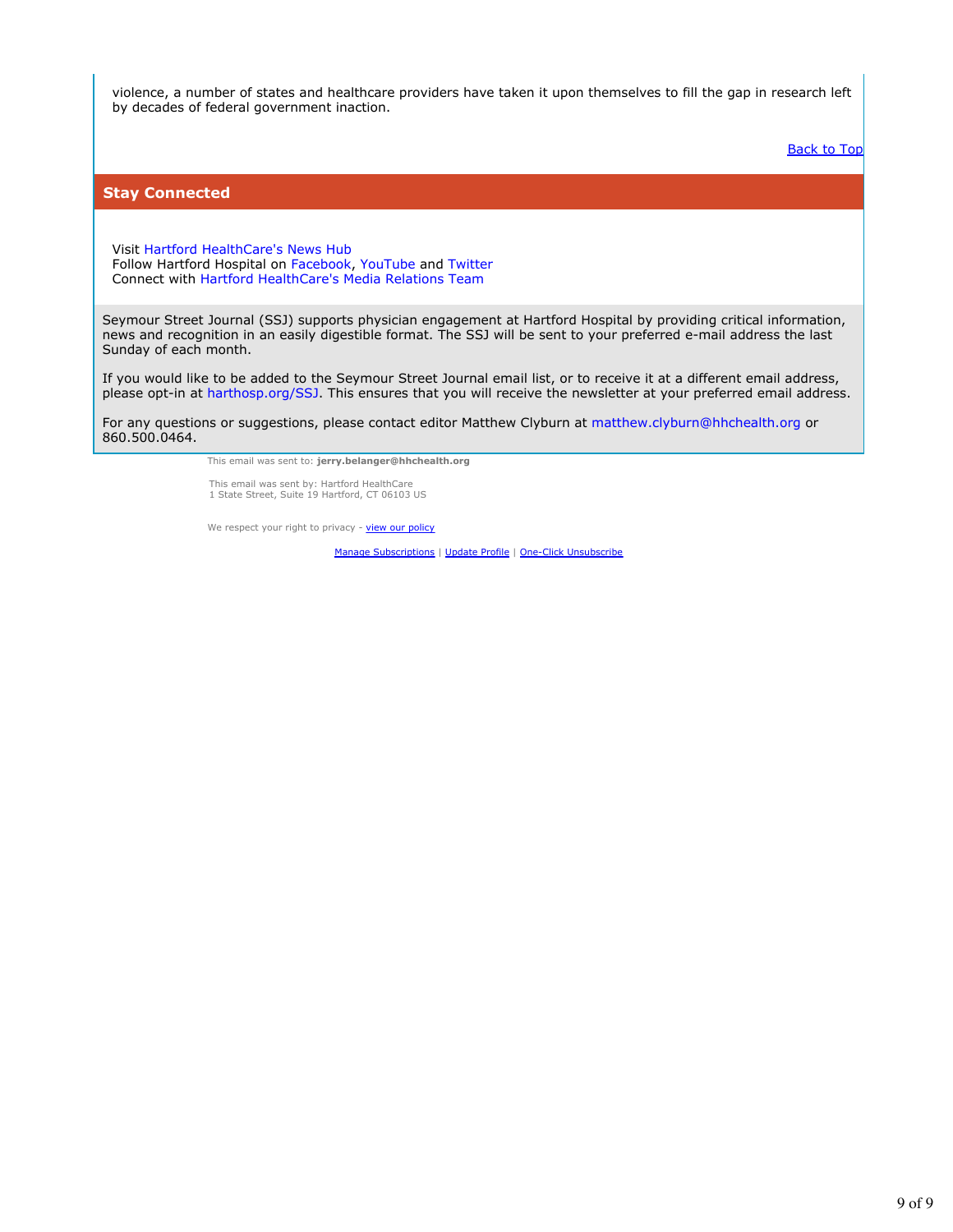violence, a number of states and healthcare providers have taken it upon themselves to fill the gap in research left by decades of federal government inaction.

Back to Top

## Stay Connected

Visit Hartford HealthCare's News Hub
Follow Hartford Hospital on Facebook, YouTube and Twitter
Connect with Hartford HealthCare's Media Relations Team

Seymour Street Journal (SSJ) supports physician engagement at Hartford Hospital by providing critical information, news and recognition in an easily digestible format. The SSJ will be sent to your preferred e-mail address the last Sunday of each month.

If you would like to be added to the Seymour Street Journal email list, or to receive it at a different email address, please opt-in at harthosp.org/SSJ. This ensures that you will receive the newsletter at your preferred email address.

For any questions or suggestions, please contact editor Matthew Clyburn at matthew.clyburn@hhchealth.org or 860.500.0464.

This email was sent to: **jerry.belanger@hhchealth.org**

This email was sent by: Hartford HealthCare
1 State Street, Suite 19 Hartford, CT 06103 US

We respect your right to privacy - view our policy

Manage Subscriptions | Update Profile | One-Click Unsubscribe